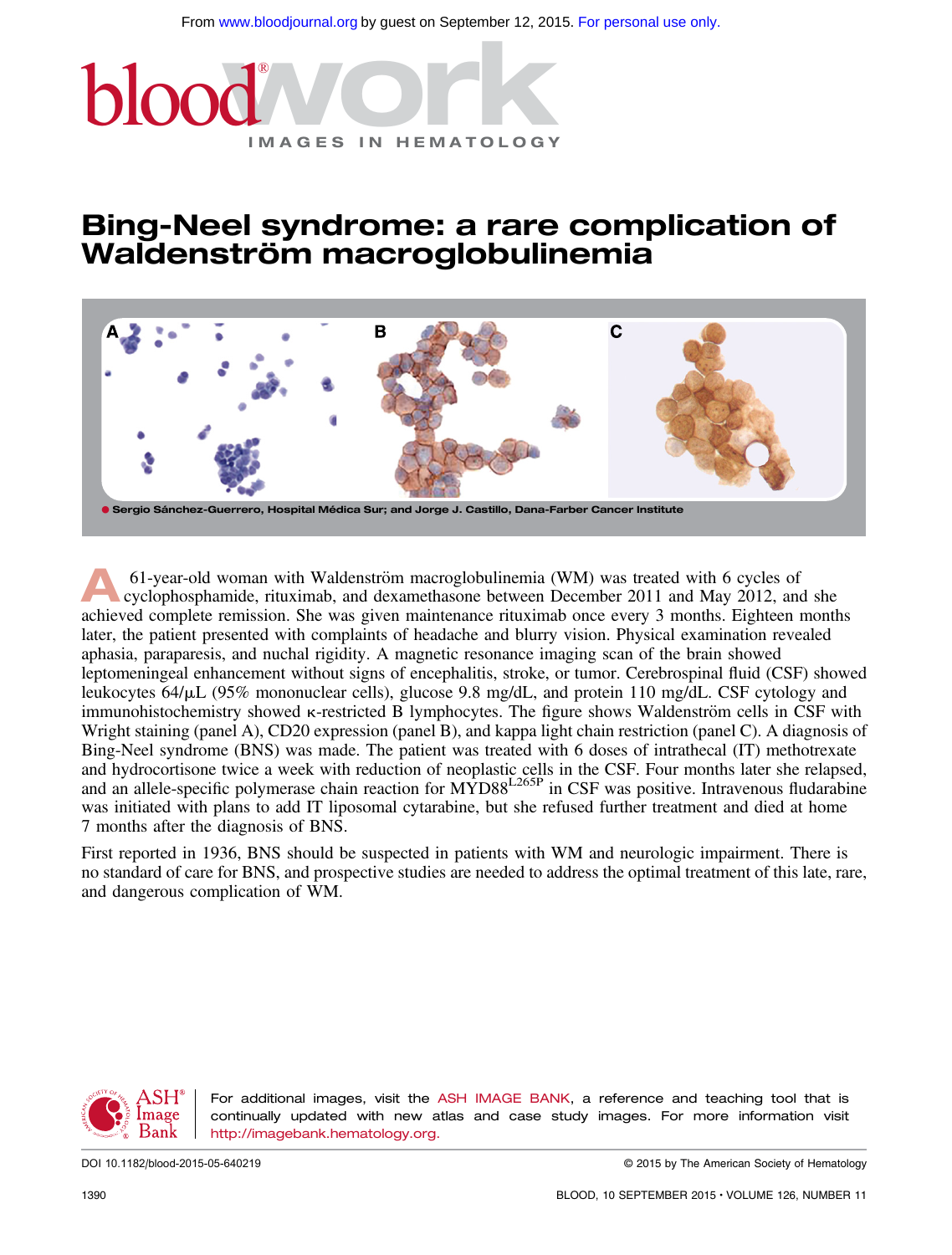# Bing-Neel syndrome: a rare complication of Waldenström macroglobulinemia

Sergio Sánchez-Guerrero, Hospital Médica Sur; and Jorge J. Castillo, Dana-Farber Cancer Institute

A 61-year-old woman with Waldenström macroglobulinemia (WM) was treated with 6 cycles of cyclophosphamide, rituximab, and dexamethasone between December 2011 and May 2012, and she achieved complete remission. She was given maintenance rituximab once every 3 months. Eighteen months later, the patient presented with complaints of headache and blurry vision. Physical examination revealed aphasia, paraparesis, and nuchal rigidity. A magnetic resonance imaging scan of the brain showed leptomeningeal enhancement without signs of encephalitis, stroke, or tumor. Cerebrospinal fluid (CSF) showed leukocytes 64/μL (95% mononuclear cells), glucose 9.8 mg/dL, and protein 110 mg/dL. CSF cytology and immunohistochemistry showed κ-restricted B lymphocytes. The figure shows Waldenström cells in CSF with Wright staining (panel A), CD20 expression (panel B), and kappa light chain restriction (panel C). A diagnosis of Bing-Neel syndrome (BNS) was made. The patient was treated with 6 doses of intrathecal (IT) methotrexate and hydrocortisone twice a week with reduction of neoplastic cells in the CSF. Four months later she relapsed, and an allele-specific polymerase chain reaction for MYD88$^{L265P}$ in CSF was positive. Intravenous fludarabine was initiated with plans to add IT liposomal cytarabine, but she refused further treatment and died at home 7 months after the diagnosis of BNS.

First reported in 1936, BNS should be suspected in patients with WM and neurologic impairment. There is no standard of care for BNS, and prospective studies are needed to address the optimal treatment of this late, rare, and dangerous complication of WM.

For additional images, visit the ASH IMAGE BANK, a reference and teaching tool that is continually updated with new atlas and case study images. For more information visit http://imagebank.hematology.org.

DOI 10.1182/blood-2015-05-640219

© 2015 by The American Society of Hematology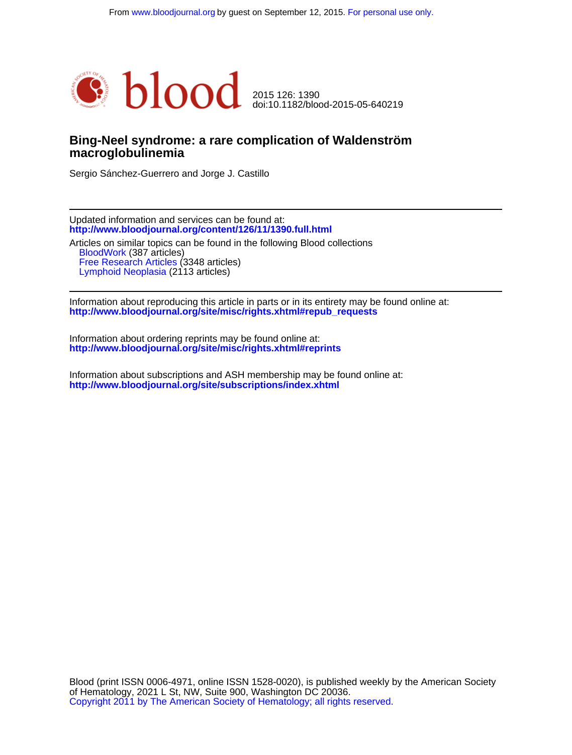# Bing-Neel syndrome: a rare complication of Waldenström macroglobulinemia

Sergio Sánchez-Guerrero and Jorge J. Castillo

---

Updated information and services can be found at:
**http://www.bloodjournal.org/content/126/11/1390.full.html**

Articles on similar topics can be found in the following Blood collections
- BloodWork (387 articles)
- Free Research Articles (3348 articles)
- Lymphoid Neoplasia (2113 articles)

---

Information about reproducing this article in parts or in its entirety may be found online at:
**http://www.bloodjournal.org/site/misc/rights.xhtml#repub_requests**

Information about ordering reprints may be found online at:
**http://www.bloodjournal.org/site/misc/rights.xhtml#reprints**

Information about subscriptions and ASH membership may be found online at:
**http://www.bloodjournal.org/site/subscriptions/index.xhtml**

Blood (print ISSN 0006-4971, online ISSN 1528-0020), is published weekly by the American Society of Hematology, 2021 L St, NW, Suite 900, Washington DC 20036.
Copyright 2011 by The American Society of Hematology; all rights reserved.